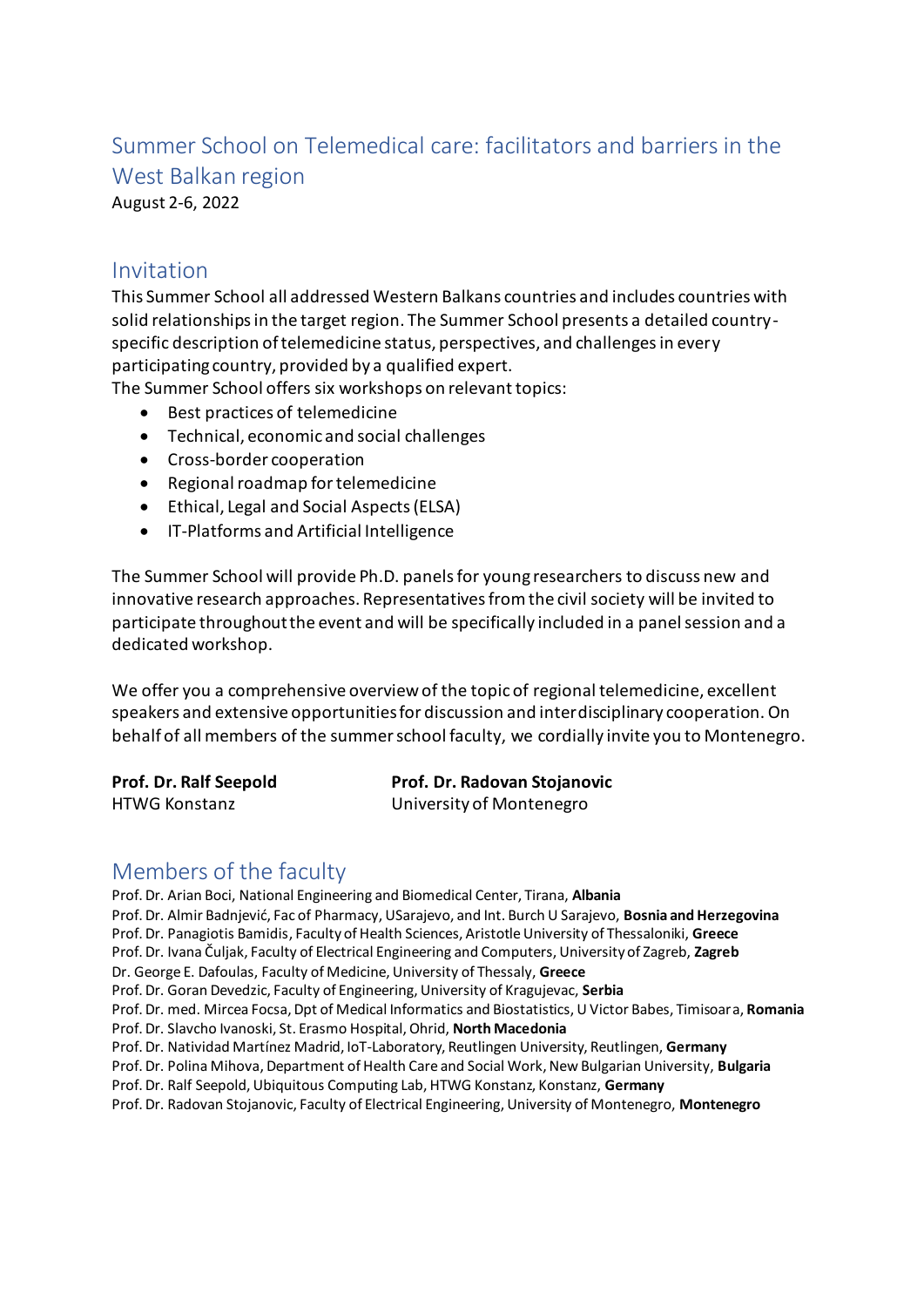# Summer School on Telemedical care: facilitators and barriers in the West Balkan region

August 2-6, 2022

## Invitation

This Summer School all addressed Western Balkans countries and includes countries with solid relationships in the target region. The Summer School presents a detailed country-specific description of telemedicine status, perspectives, and challenges in every participating country, provided by a qualified expert.
The Summer School offers six workshops on relevant topics:

- Best practices of telemedicine
- Technical, economic and social challenges
- Cross-border cooperation
- Regional roadmap for telemedicine
- Ethical, Legal and Social Aspects (ELSA)
- IT-Platforms and Artificial Intelligence

The Summer School will provide Ph.D. panels for young researchers to discuss new and innovative research approaches. Representatives from the civil society will be invited to participate throughout the event and will be specifically included in a panel session and a dedicated workshop.

We offer you a comprehensive overview of the topic of regional telemedicine, excellent speakers and extensive opportunities for discussion and interdisciplinary cooperation. On behalf of all members of the summer school faculty, we cordially invite you to Montenegro.

**Prof. Dr. Ralf Seepold**
HTWG Konstanz

**Prof. Dr. Radovan Stojanovic**
University of Montenegro

## Members of the faculty

Prof. Dr. Arian Boci, National Engineering and Biomedical Center, Tirana, **Albania**
Prof. Dr. Almir Badnjević, Fac of Pharmacy, USarajevo, and Int. Burch U Sarajevo, **Bosnia and Herzegovina**
Prof. Dr. Panagiotis Bamidis, Faculty of Health Sciences, Aristotle University of Thessaloniki, **Greece**
Prof. Dr. Ivana Čuljak, Faculty of Electrical Engineering and Computers, University of Zagreb, **Zagreb**
Dr. George E. Dafoulas, Faculty of Medicine, University of Thessaly, **Greece**
Prof. Dr. Goran Devedzic, Faculty of Engineering, University of Kragujevac, **Serbia**
Prof. Dr. med. Mircea Focsa, Dpt of Medical Informatics and Biostatistics, U Victor Babes, Timisoara, **Romania**
Prof. Dr. Slavcho Ivanoski, St. Erasmo Hospital, Ohrid, **North Macedonia**
Prof. Dr. Natividad Martínez Madrid, IoT-Laboratory, Reutlingen University, Reutlingen, **Germany**
Prof. Dr. Polina Mihova, Department of Health Care and Social Work, New Bulgarian University, **Bulgaria**
Prof. Dr. Ralf Seepold, Ubiquitous Computing Lab, HTWG Konstanz, Konstanz, **Germany**
Prof. Dr. Radovan Stojanovic, Faculty of Electrical Engineering, University of Montenegro, **Montenegro**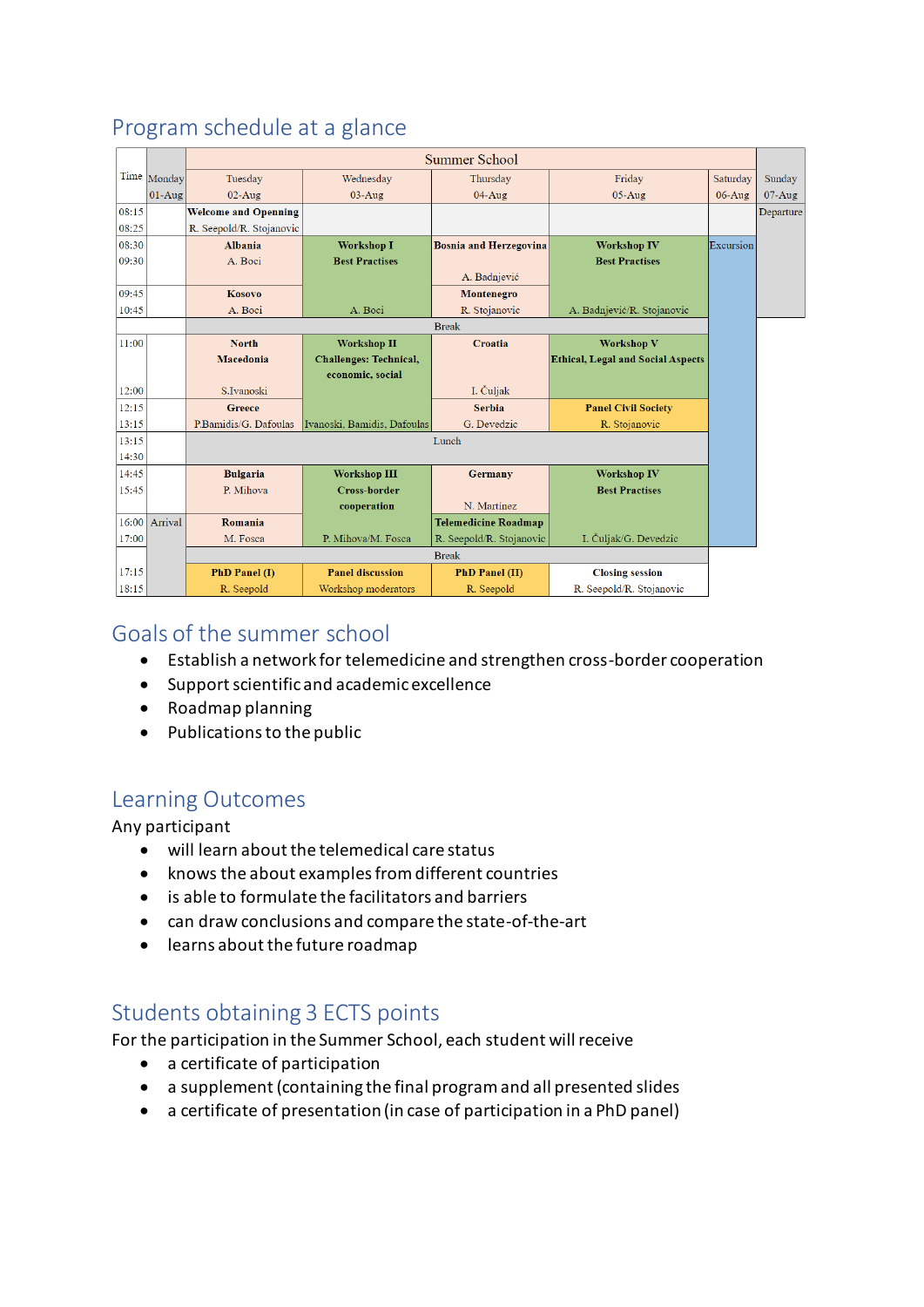## Program schedule at a glance

| Time | Monday 01-Aug | Tuesday 02-Aug | Wednesday 03-Aug | Thursday 04-Aug | Friday 05-Aug | Saturday 06-Aug | Sunday 07-Aug |
|---|---|---|---|---|---|---|---|
| | | Summer School | | | | | |
| 08:15 08:25 | | Welcome and Openning R. Seepold/R. Stojanovic | | | | | Departure |
| 08:30 09:30 | | Albania A. Boci | Workshop I Best Practises A. Boci | Bosnia and Herzegovina A. Badnjević | Workshop IV Best Practises A. Badnjević/R. Stojanovic | Excursion | |
| 09:45 10:45 | | Kosovo A. Boci | | Montenegro R. Stojanovic | | | |
| | | Break | | | | | |
| 11:00 12:00 | | North Macedonia S.Ivanoski | Workshop II Challenges: Technical, economic, social Ivanoski, Bamidis, Dafoulas | Croatia I. Čuljak | Workshop V Ethical, Legal and Social Aspects | | |
| 12:15 13:15 | | Greece P.Bamidis/G. Dafoulas | | Serbia G. Devedzic | Panel Civil Society R. Stojanovic | | |
| 13:15 14:30 | | Lunch | | | | | |
| 14:45 15:45 | | Bulgaria P. Mihova | Workshop III Cross-border cooperation P. Mihova/M. Fosca | Germany N. Martinez | Workshop IV Best Practises I. Čuljak/G. Devedzic | | |
| 16:00 17:00 | Arrival | Romania M. Fosca | | Telemedicine Roadmap R. Seepold/R. Stojanovic | | | |
| | | Break | | | | | |
| 17:15 18:15 | | PhD Panel (I) R. Seepold | Panel discussion Workshop moderators | PhD Panel (II) R. Seepold | Closing session R. Seepold/R. Stojanovic | | |

## Goals of the summer school

- Establish a network for telemedicine and strengthen cross-border cooperation
- Support scientific and academic excellence
- Roadmap planning
- Publications to the public

## Learning Outcomes

Any participant

- will learn about the telemedical care status
- knows the about examples from different countries
- is able to formulate the facilitators and barriers
- can draw conclusions and compare the state-of-the-art
- learns about the future roadmap

## Students obtaining 3 ECTS points

For the participation in the Summer School, each student will receive

- a certificate of participation
- a supplement (containing the final program and all presented slides
- a certificate of presentation (in case of participation in a PhD panel)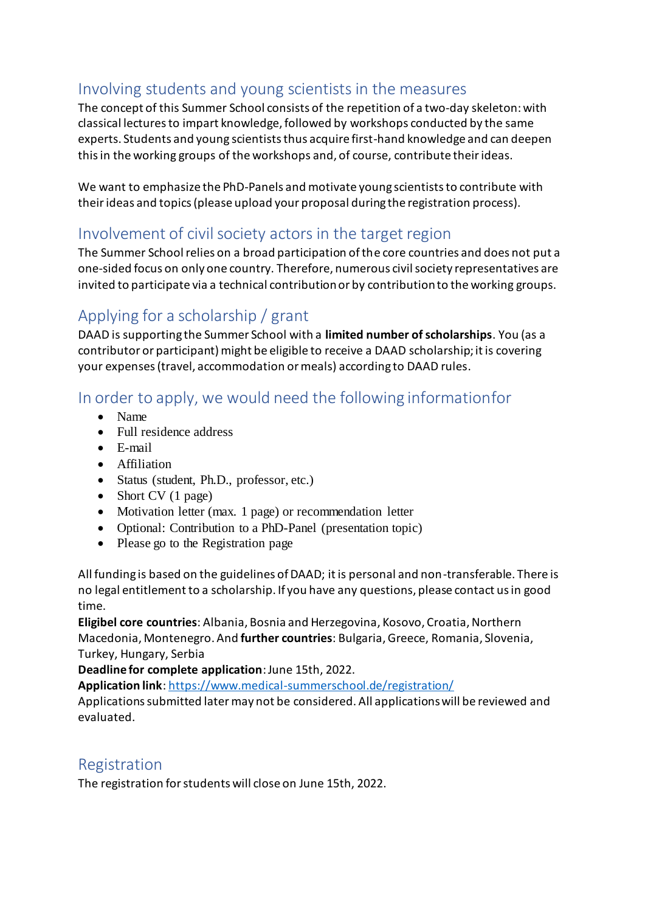## Involving students and young scientists in the measures

The concept of this Summer School consists of the repetition of a two-day skeleton: with classical lectures to impart knowledge, followed by workshops conducted by the same experts. Students and young scientists thus acquire first-hand knowledge and can deepen this in the working groups of the workshops and, of course, contribute their ideas.

We want to emphasize the PhD-Panels and motivate young scientists to contribute with their ideas and topics (please upload your proposal during the registration process).

## Involvement of civil society actors in the target region

The Summer School relies on a broad participation of the core countries and does not put a one-sided focus on only one country. Therefore, numerous civil society representatives are invited to participate via a technical contribution or by contribution to the working groups.

## Applying for a scholarship / grant

DAAD is supporting the Summer School with a **limited number of scholarships**. You (as a contributor or participant) might be eligible to receive a DAAD scholarship; it is covering your expenses (travel, accommodation or meals) according to DAAD rules.

## In order to apply, we would need the following informationfor

- Name
- Full residence address
- E-mail
- Affiliation
- Status (student, Ph.D., professor, etc.)
- Short CV (1 page)
- Motivation letter (max. 1 page) or recommendation letter
- Optional: Contribution to a PhD-Panel (presentation topic)
- Please go to the Registration page

All funding is based on the guidelines of DAAD; it is personal and non-transferable. There is no legal entitlement to a scholarship. If you have any questions, please contact us in good time.

**Eligibel core countries**: Albania, Bosnia and Herzegovina, Kosovo, Croatia, Northern Macedonia, Montenegro. And **further countries**: Bulgaria, Greece, Romania, Slovenia, Turkey, Hungary, Serbia

**Deadline for complete application**: June 15th, 2022.

**Application link**: https://www.medical-summerschool.de/registration/

Applications submitted later may not be considered. All applications will be reviewed and evaluated.

## Registration

The registration for students will close on June 15th, 2022.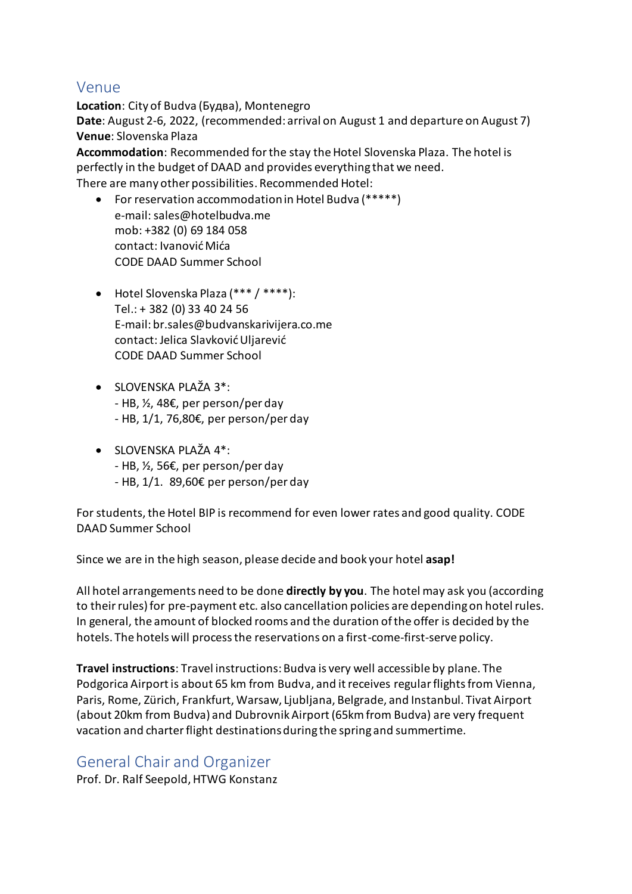## Venue

**Location**: City of Budva (Будва), Montenegro
**Date**: August 2-6, 2022, (recommended: arrival on August 1 and departure on August 7)
**Venue**: Slovenska Plaza
**Accommodation**: Recommended for the stay the Hotel Slovenska Plaza. The hotel is perfectly in the budget of DAAD and provides everything that we need.
There are many other possibilities. Recommended Hotel:

- For reservation accommodation in Hotel Budva (*****)
  e-mail: sales@hotelbudva.me
  mob: +382 (0) 69 184 058
  contact: Ivanović Mića
  CODE DAAD Summer School

- Hotel Slovenska Plaza (*** / ****):
  Tel.: + 382 (0) 33 40 24 56
  E-mail: br.sales@budvanskarivijera.co.me
  contact: Jelica Slavković Uljarević
  CODE DAAD Summer School

- SLOVENSKA PLAŽA 3*:
  - HB, ½, 48€, per person/per day
  - HB, 1/1, 76,80€, per person/per day

- SLOVENSKA PLAŽA 4*:
  - HB, ½, 56€, per person/per day
  - HB, 1/1. 89,60€ per person/per day

For students, the Hotel BIP is recommend for even lower rates and good quality. CODE DAAD Summer School

Since we are in the high season, please decide and book your hotel **asap!**

All hotel arrangements need to be done **directly by you**. The hotel may ask you (according to their rules) for pre-payment etc. also cancellation policies are depending on hotel rules. In general, the amount of blocked rooms and the duration of the offer is decided by the hotels. The hotels will process the reservations on a first-come-first-serve policy.

**Travel instructions**: Travel instructions: Budva is very well accessible by plane. The Podgorica Airport is about 65 km from Budva, and it receives regular flights from Vienna, Paris, Rome, Zürich, Frankfurt, Warsaw, Ljubljana, Belgrade, and Instanbul. Tivat Airport (about 20km from Budva) and Dubrovnik Airport (65km from Budva) are very frequent vacation and charter flight destinations during the spring and summertime.

## General Chair and Organizer

Prof. Dr. Ralf Seepold, HTWG Konstanz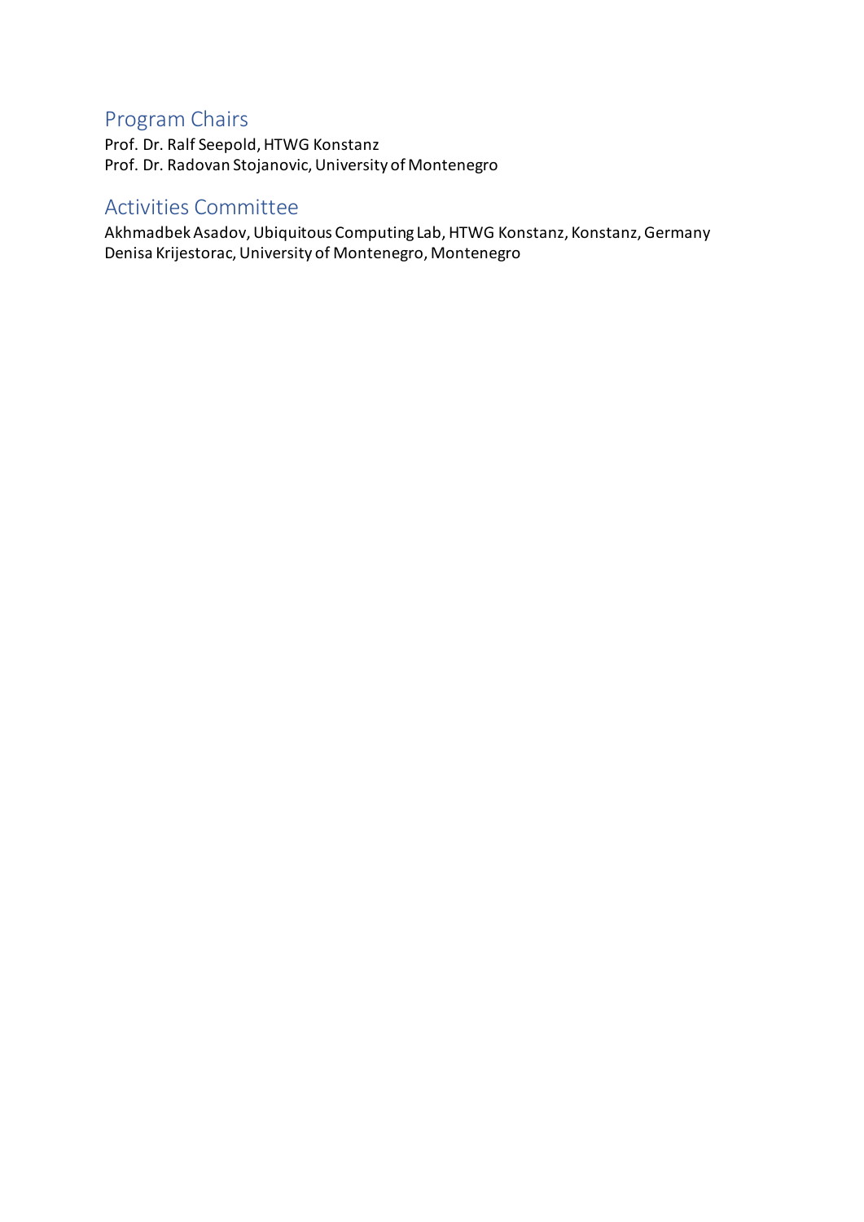## Program Chairs

Prof. Dr. Ralf Seepold, HTWG Konstanz
Prof. Dr. Radovan Stojanovic, University of Montenegro

## Activities Committee

Akhmadbek Asadov, Ubiquitous Computing Lab, HTWG Konstanz, Konstanz, Germany
Denisa Krijestorac, University of Montenegro, Montenegro